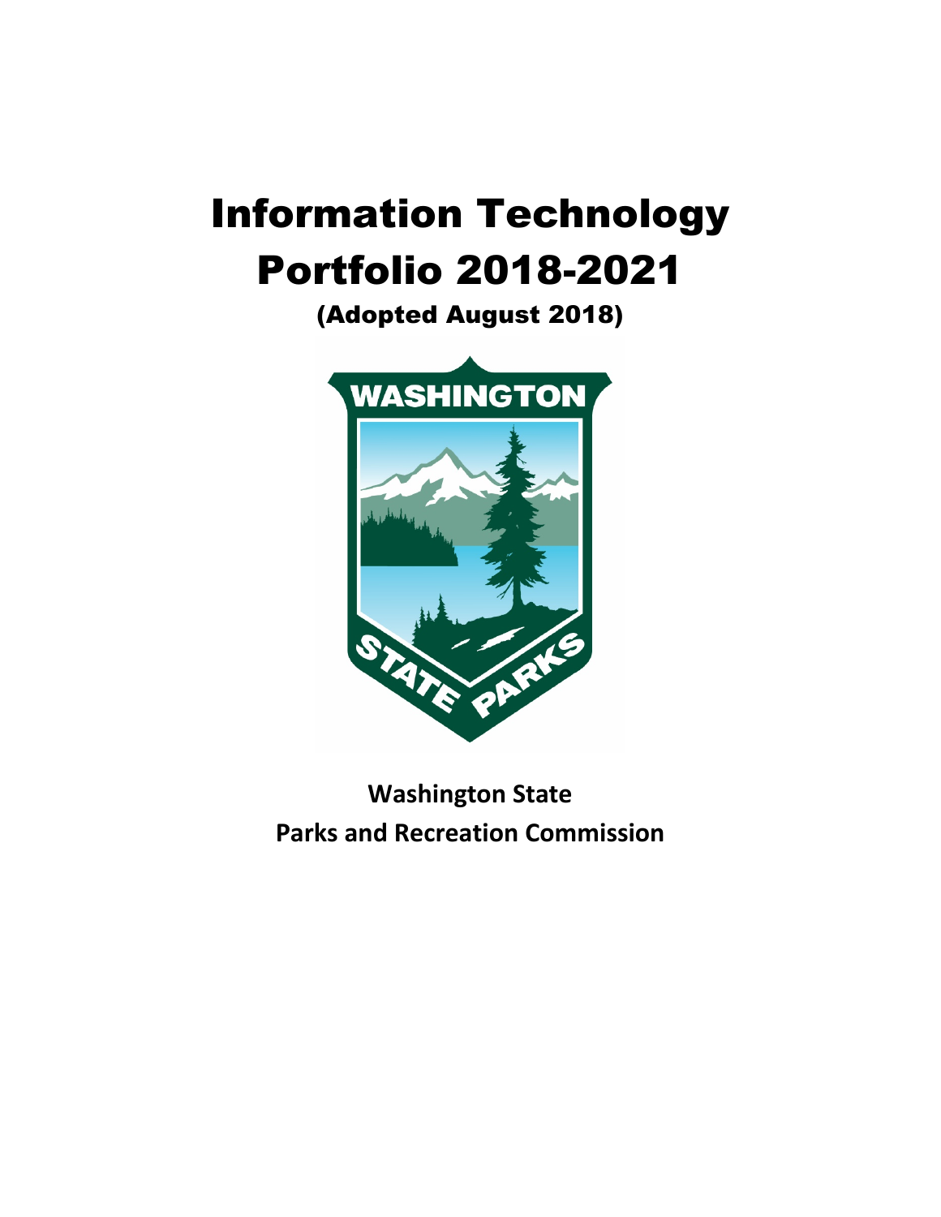# Information Technology Portfolio 2018-2021

## (Adopted August 2018)

**Washington State**
**Parks and Recreation Commission**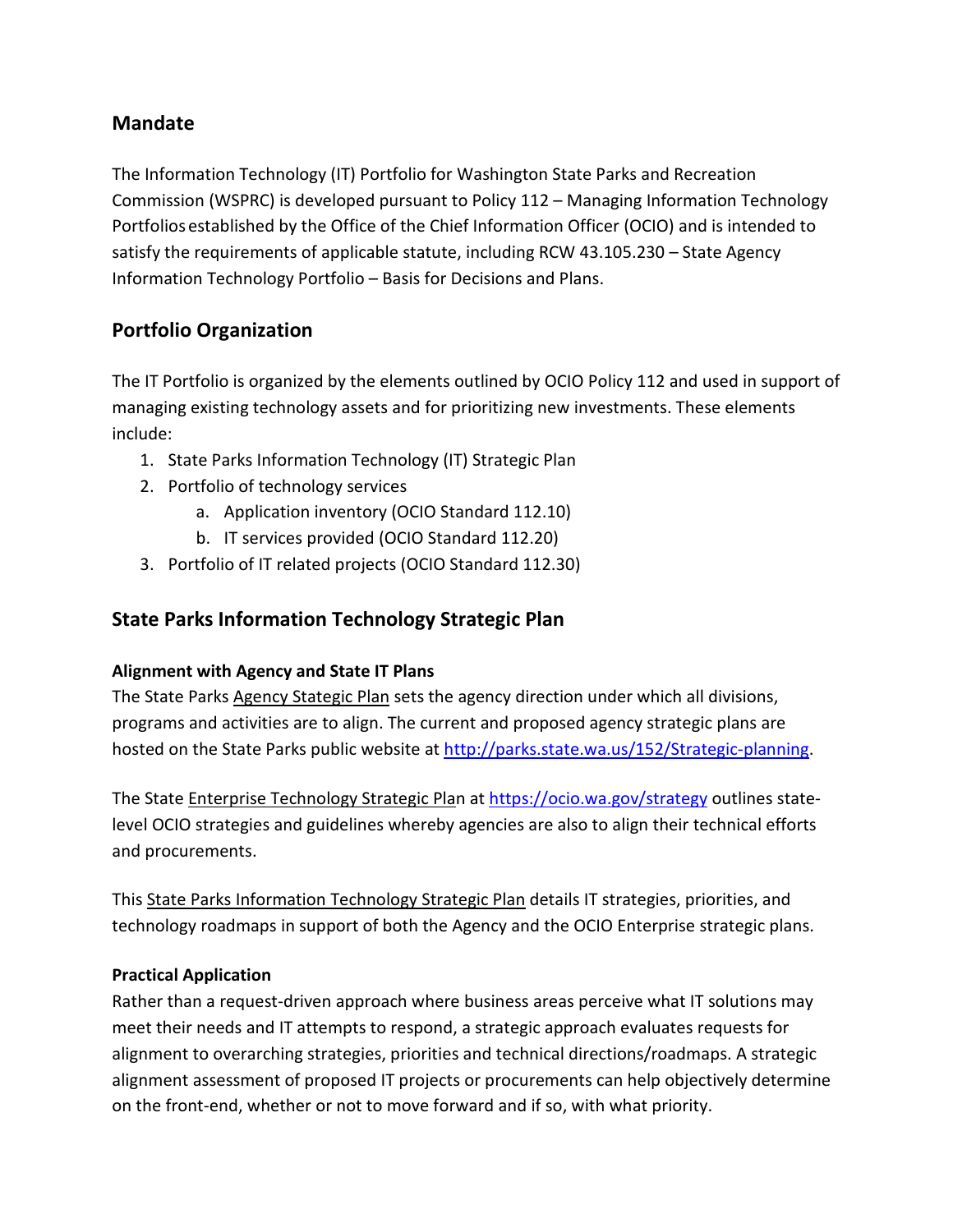## Mandate

The Information Technology (IT) Portfolio for Washington State Parks and Recreation Commission (WSPRC) is developed pursuant to Policy 112 – Managing Information Technology Portfolios established by the Office of the Chief Information Officer (OCIO) and is intended to satisfy the requirements of applicable statute, including RCW 43.105.230 – State Agency Information Technology Portfolio – Basis for Decisions and Plans.

## Portfolio Organization

The IT Portfolio is organized by the elements outlined by OCIO Policy 112 and used in support of managing existing technology assets and for prioritizing new investments. These elements include:

1. State Parks Information Technology (IT) Strategic Plan
2. Portfolio of technology services
    a. Application inventory (OCIO Standard 112.10)
    b. IT services provided (OCIO Standard 112.20)
3. Portfolio of IT related projects (OCIO Standard 112.30)

## State Parks Information Technology Strategic Plan

**Alignment with Agency and State IT Plans**

The State Parks Agency Stategic Plan sets the agency direction under which all divisions, programs and activities are to align. The current and proposed agency strategic plans are hosted on the State Parks public website at [http://parks.state.wa.us/152/Strategic-planning](http://parks.state.wa.us/152/Strategic-planning).

The State Enterprise Technology Strategic Plan at [https://ocio.wa.gov/strategy](https://ocio.wa.gov/strategy) outlines state-level OCIO strategies and guidelines whereby agencies are also to align their technical efforts and procurements.

This State Parks Information Technology Strategic Plan details IT strategies, priorities, and technology roadmaps in support of both the Agency and the OCIO Enterprise strategic plans.

**Practical Application**

Rather than a request-driven approach where business areas perceive what IT solutions may meet their needs and IT attempts to respond, a strategic approach evaluates requests for alignment to overarching strategies, priorities and technical directions/roadmaps. A strategic alignment assessment of proposed IT projects or procurements can help objectively determine on the front-end, whether or not to move forward and if so, with what priority.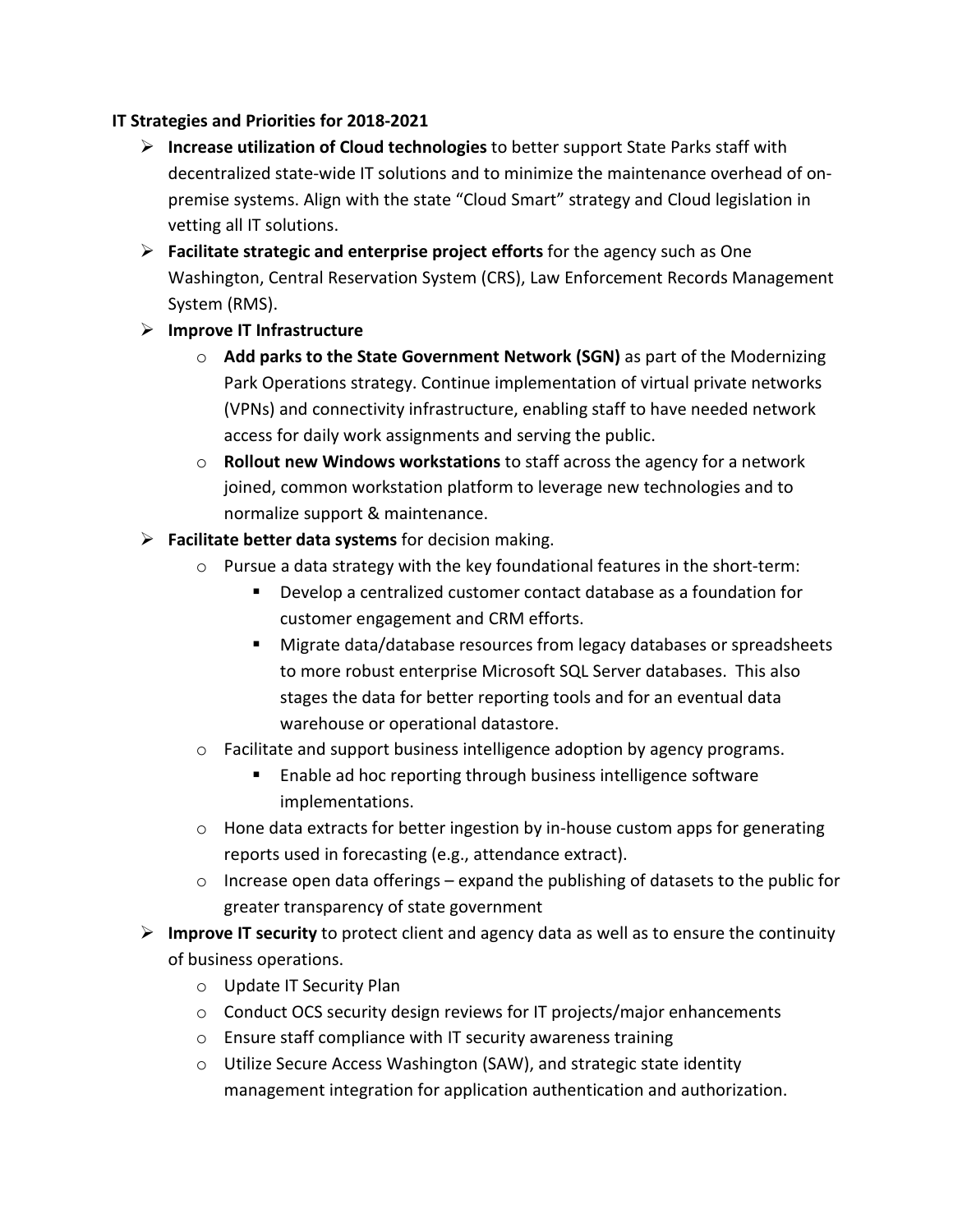**IT Strategies and Priorities for 2018-2021**

- **Increase utilization of Cloud technologies** to better support State Parks staff with decentralized state-wide IT solutions and to minimize the maintenance overhead of on-premise systems. Align with the state "Cloud Smart" strategy and Cloud legislation in vetting all IT solutions.
- **Facilitate strategic and enterprise project efforts** for the agency such as One Washington, Central Reservation System (CRS), Law Enforcement Records Management System (RMS).
- **Improve IT Infrastructure**
    - **Add parks to the State Government Network (SGN)** as part of the Modernizing Park Operations strategy. Continue implementation of virtual private networks (VPNs) and connectivity infrastructure, enabling staff to have needed network access for daily work assignments and serving the public.
    - **Rollout new Windows workstations** to staff across the agency for a network joined, common workstation platform to leverage new technologies and to normalize support & maintenance.
- **Facilitate better data systems** for decision making.
    - Pursue a data strategy with the key foundational features in the short-term:
        - Develop a centralized customer contact database as a foundation for customer engagement and CRM efforts.
        - Migrate data/database resources from legacy databases or spreadsheets to more robust enterprise Microsoft SQL Server databases. This also stages the data for better reporting tools and for an eventual data warehouse or operational datastore.
    - Facilitate and support business intelligence adoption by agency programs.
        - Enable ad hoc reporting through business intelligence software implementations.
    - Hone data extracts for better ingestion by in-house custom apps for generating reports used in forecasting (e.g., attendance extract).
    - Increase open data offerings – expand the publishing of datasets to the public for greater transparency of state government
- **Improve IT security** to protect client and agency data as well as to ensure the continuity of business operations.
    - Update IT Security Plan
    - Conduct OCS security design reviews for IT projects/major enhancements
    - Ensure staff compliance with IT security awareness training
    - Utilize Secure Access Washington (SAW), and strategic state identity management integration for application authentication and authorization.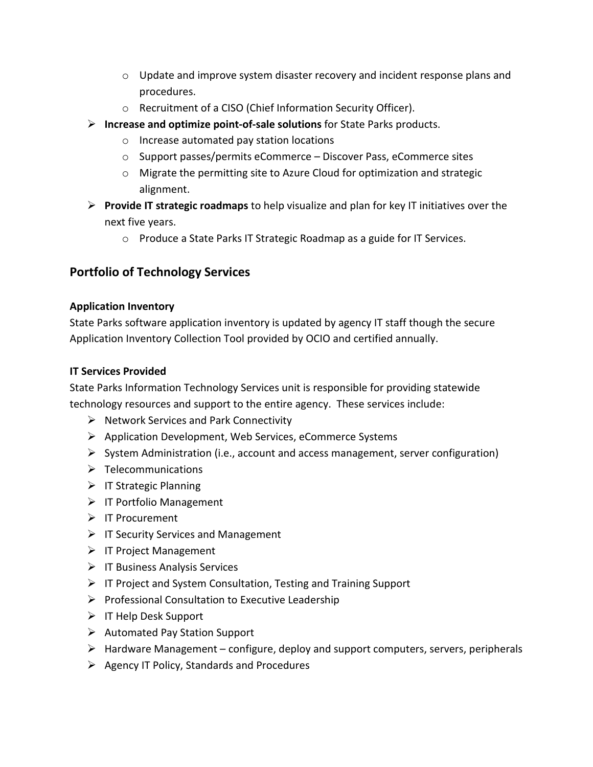- Update and improve system disaster recovery and incident response plans and procedures.
  - Recruitment of a CISO (Chief Information Security Officer).
- **Increase and optimize point-of-sale solutions** for State Parks products.
  - Increase automated pay station locations
  - Support passes/permits eCommerce – Discover Pass, eCommerce sites
  - Migrate the permitting site to Azure Cloud for optimization and strategic alignment.
- **Provide IT strategic roadmaps** to help visualize and plan for key IT initiatives over the next five years.
  - Produce a State Parks IT Strategic Roadmap as a guide for IT Services.

## Portfolio of Technology Services

### Application Inventory

State Parks software application inventory is updated by agency IT staff though the secure Application Inventory Collection Tool provided by OCIO and certified annually.

### IT Services Provided

State Parks Information Technology Services unit is responsible for providing statewide technology resources and support to the entire agency. These services include:

- Network Services and Park Connectivity
- Application Development, Web Services, eCommerce Systems
- System Administration (i.e., account and access management, server configuration)
- Telecommunications
- IT Strategic Planning
- IT Portfolio Management
- IT Procurement
- IT Security Services and Management
- IT Project Management
- IT Business Analysis Services
- IT Project and System Consultation, Testing and Training Support
- Professional Consultation to Executive Leadership
- IT Help Desk Support
- Automated Pay Station Support
- Hardware Management – configure, deploy and support computers, servers, peripherals
- Agency IT Policy, Standards and Procedures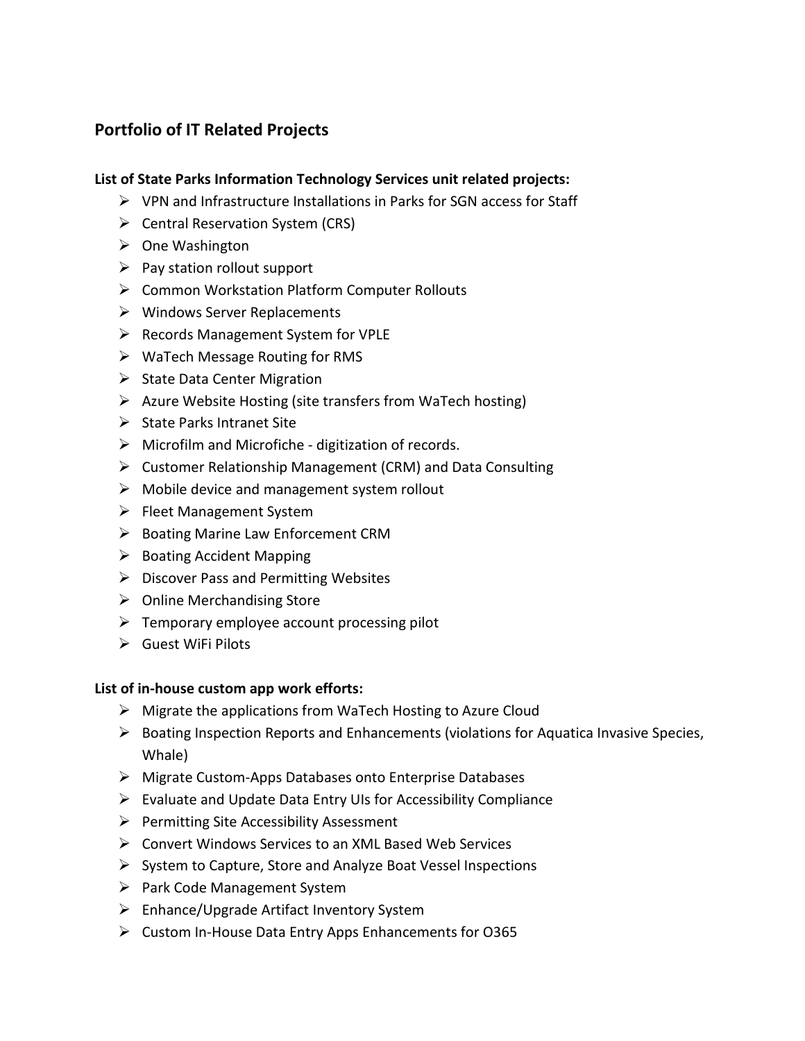## Portfolio of IT Related Projects

**List of State Parks Information Technology Services unit related projects:**

- VPN and Infrastructure Installations in Parks for SGN access for Staff
- Central Reservation System (CRS)
- One Washington
- Pay station rollout support
- Common Workstation Platform Computer Rollouts
- Windows Server Replacements
- Records Management System for VPLE
- WaTech Message Routing for RMS
- State Data Center Migration
- Azure Website Hosting (site transfers from WaTech hosting)
- State Parks Intranet Site
- Microfilm and Microfiche - digitization of records.
- Customer Relationship Management (CRM) and Data Consulting
- Mobile device and management system rollout
- Fleet Management System
- Boating Marine Law Enforcement CRM
- Boating Accident Mapping
- Discover Pass and Permitting Websites
- Online Merchandising Store
- Temporary employee account processing pilot
- Guest WiFi Pilots

**List of in-house custom app work efforts:**

- Migrate the applications from WaTech Hosting to Azure Cloud
- Boating Inspection Reports and Enhancements (violations for Aquatica Invasive Species, Whale)
- Migrate Custom-Apps Databases onto Enterprise Databases
- Evaluate and Update Data Entry UIs for Accessibility Compliance
- Permitting Site Accessibility Assessment
- Convert Windows Services to an XML Based Web Services
- System to Capture, Store and Analyze Boat Vessel Inspections
- Park Code Management System
- Enhance/Upgrade Artifact Inventory System
- Custom In-House Data Entry Apps Enhancements for O365